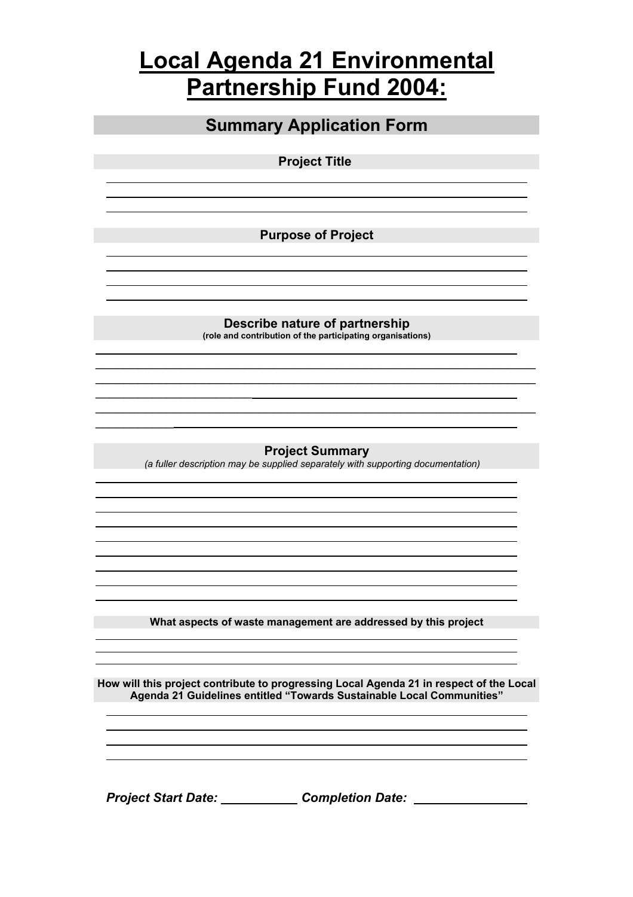# Local Agenda 21 Environmental Partnership Fund 2004:

## Summary Application Form

**Project Title**

**Purpose of Project**

**Describe nature of partnership**
**(role and contribution of the participating organisations)**

**Project Summary**
*(a fuller description may be supplied separately with supporting documentation)*

**What aspects of waste management are addressed by this project**

**How will this project contribute to progressing Local Agenda 21 in respect of the Local Agenda 21 Guidelines entitled "Towards Sustainable Local Communities"**

***Project Start Date:*** ___________ ***Completion Date:*** ________________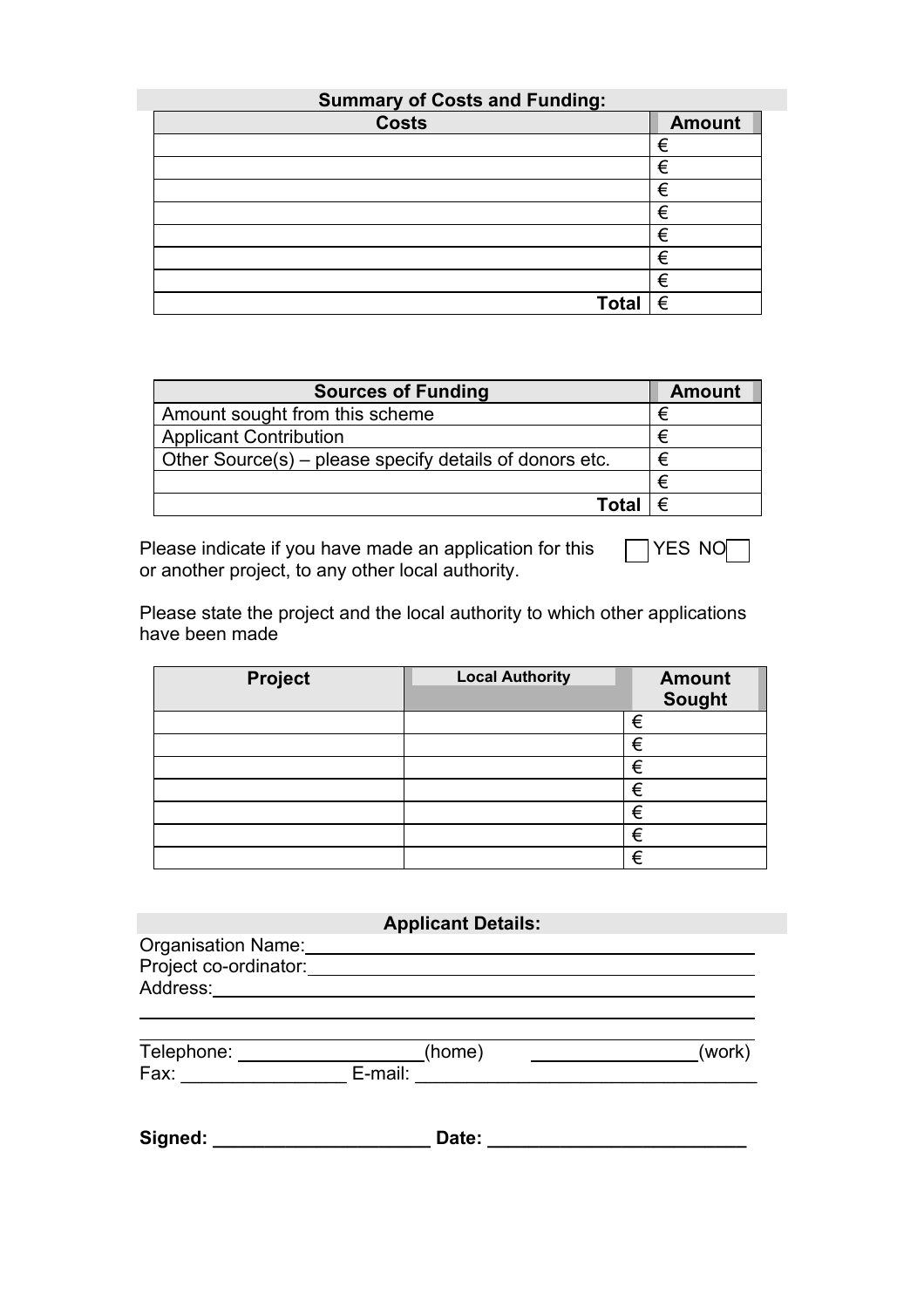## Summary of Costs and Funding:

| Costs | Amount |
|---|---|
| | € |
| | € |
| | € |
| | € |
| | € |
| | € |
| | € |
| **Total** | € |

| Sources of Funding | Amount |
|---|---|
| Amount sought from this scheme | € |
| Applicant Contribution | € |
| Other Source(s) – please specify details of donors etc. | € |
| | € |
| **Total** | € |

Please indicate if you have made an application for this or another project, to any other local authority. ☐ YES NO ☐

Please state the project and the local authority to which other applications have been made

| Project | Local Authority | Amount Sought |
|---|---|---|
| | | € |
| | | € |
| | | € |
| | | € |
| | | € |
| | | € |
| | | € |

## Applicant Details:

Organisation Name:\_\_\_\_\_\_\_\_\_\_\_\_\_\_\_\_\_\_\_\_\_\_\_\_\_\_\_\_\_\_\_\_\_\_\_\_\_\_\_\_

Project co-ordinator:\_\_\_\_\_\_\_\_\_\_\_\_\_\_\_\_\_\_\_\_\_\_\_\_\_\_\_\_\_\_\_\_\_\_\_\_\_\_\_\_

Address:\_\_\_\_\_\_\_\_\_\_\_\_\_\_\_\_\_\_\_\_\_\_\_\_\_\_\_\_\_\_\_\_\_\_\_\_\_\_\_\_\_\_\_\_\_\_

\_\_\_\_\_\_\_\_\_\_\_\_\_\_\_\_\_\_\_\_\_\_\_\_\_\_\_\_\_\_\_\_\_\_\_\_\_\_\_\_\_\_\_\_\_\_\_\_\_\_\_\_\_\_

Telephone: \_\_\_\_\_\_\_\_\_\_\_\_\_\_\_\_\_\_(home) \_\_\_\_\_\_\_\_\_\_\_\_\_\_\_\_(work)

Fax: \_\_\_\_\_\_\_\_\_\_\_\_\_\_\_\_ E-mail: \_\_\_\_\_\_\_\_\_\_\_\_\_\_\_\_\_\_\_\_\_\_\_\_\_\_\_\_\_\_\_\_\_\_

**Signed: \_\_\_\_\_\_\_\_\_\_\_\_\_\_\_\_\_\_\_\_\_ Date: \_\_\_\_\_\_\_\_\_\_\_\_\_\_\_\_\_\_\_\_\_\_\_\_\_**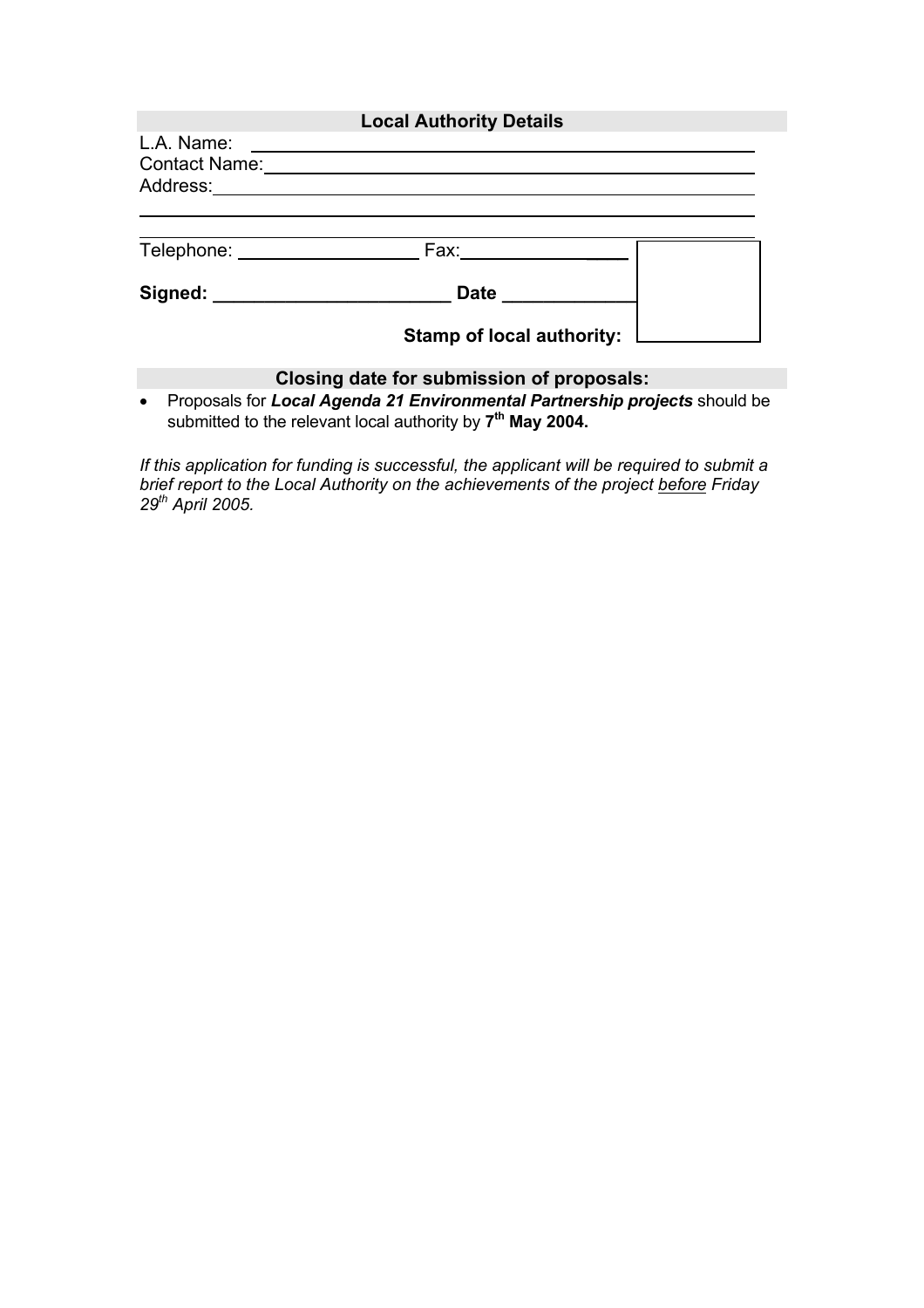## Local Authority Details

L.A. Name: ____________________________________________

Contact Name: ____________________________________________

Address: ____________________________________________

____________________________________________

____________________________________________

Telephone: __________________ Fax: __________________

**Signed:** _______________________ **Date** _____________

**Stamp of local authority:**

## Closing date for submission of proposals:

- Proposals for ***Local Agenda 21 Environmental Partnership projects*** should be submitted to the relevant local authority by **7th May 2004.**

*If this application for funding is successful, the applicant will be required to submit a brief report to the Local Authority on the achievements of the project before Friday 29th April 2005.*